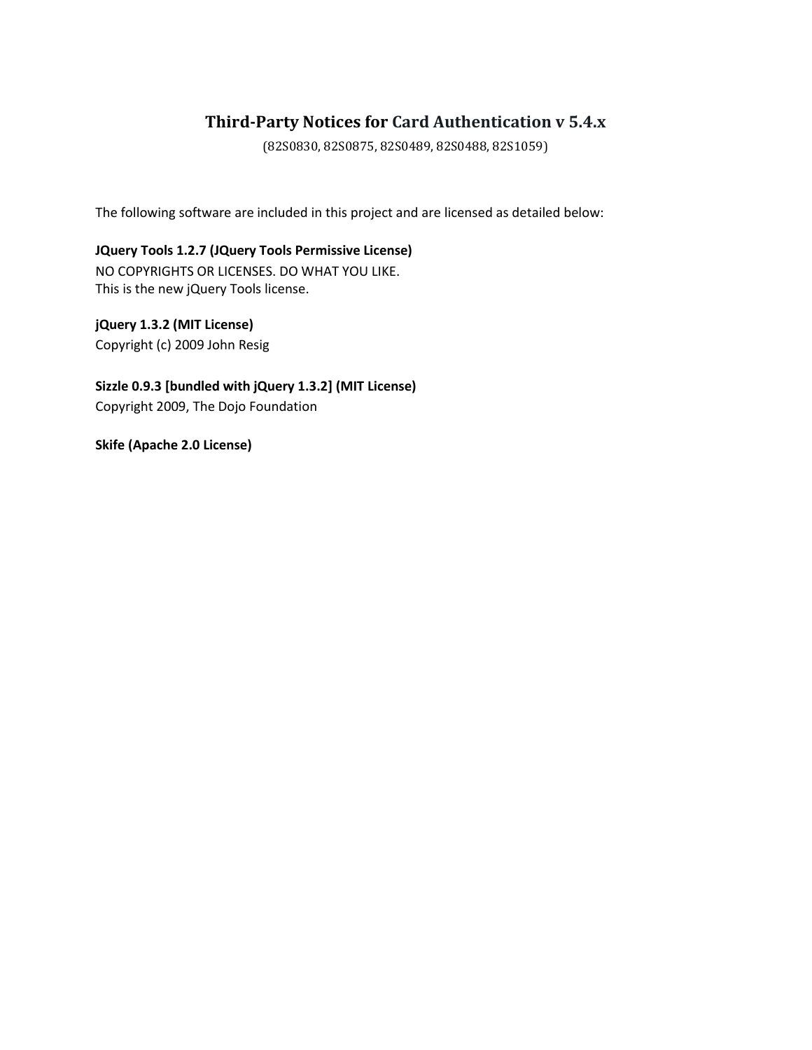# Third-Party Notices for Card Authentication v 5.4.x

(82S0830, 82S0875, 82S0489, 82S0488, 82S1059)

The following software are included in this project and are licensed as detailed below:

**JQuery Tools 1.2.7 (JQuery Tools Permissive License)**
NO COPYRIGHTS OR LICENSES. DO WHAT YOU LIKE.
This is the new jQuery Tools license.

**jQuery 1.3.2 (MIT License)**
Copyright (c) 2009 John Resig

**Sizzle 0.9.3 [bundled with jQuery 1.3.2] (MIT License)**
Copyright 2009, The Dojo Foundation

**Skife (Apache 2.0 License)**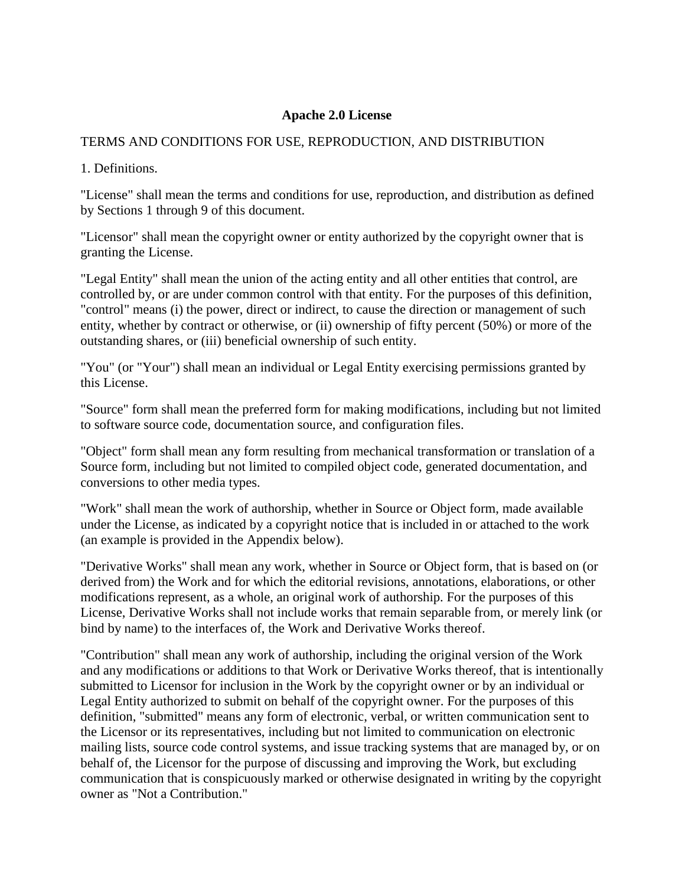**Apache 2.0 License**

TERMS AND CONDITIONS FOR USE, REPRODUCTION, AND DISTRIBUTION

1. Definitions.

"License" shall mean the terms and conditions for use, reproduction, and distribution as defined by Sections 1 through 9 of this document.

"Licensor" shall mean the copyright owner or entity authorized by the copyright owner that is granting the License.

"Legal Entity" shall mean the union of the acting entity and all other entities that control, are controlled by, or are under common control with that entity. For the purposes of this definition, "control" means (i) the power, direct or indirect, to cause the direction or management of such entity, whether by contract or otherwise, or (ii) ownership of fifty percent (50%) or more of the outstanding shares, or (iii) beneficial ownership of such entity.

"You" (or "Your") shall mean an individual or Legal Entity exercising permissions granted by this License.

"Source" form shall mean the preferred form for making modifications, including but not limited to software source code, documentation source, and configuration files.

"Object" form shall mean any form resulting from mechanical transformation or translation of a Source form, including but not limited to compiled object code, generated documentation, and conversions to other media types.

"Work" shall mean the work of authorship, whether in Source or Object form, made available under the License, as indicated by a copyright notice that is included in or attached to the work (an example is provided in the Appendix below).

"Derivative Works" shall mean any work, whether in Source or Object form, that is based on (or derived from) the Work and for which the editorial revisions, annotations, elaborations, or other modifications represent, as a whole, an original work of authorship. For the purposes of this License, Derivative Works shall not include works that remain separable from, or merely link (or bind by name) to the interfaces of, the Work and Derivative Works thereof.

"Contribution" shall mean any work of authorship, including the original version of the Work and any modifications or additions to that Work or Derivative Works thereof, that is intentionally submitted to Licensor for inclusion in the Work by the copyright owner or by an individual or Legal Entity authorized to submit on behalf of the copyright owner. For the purposes of this definition, "submitted" means any form of electronic, verbal, or written communication sent to the Licensor or its representatives, including but not limited to communication on electronic mailing lists, source code control systems, and issue tracking systems that are managed by, or on behalf of, the Licensor for the purpose of discussing and improving the Work, but excluding communication that is conspicuously marked or otherwise designated in writing by the copyright owner as "Not a Contribution."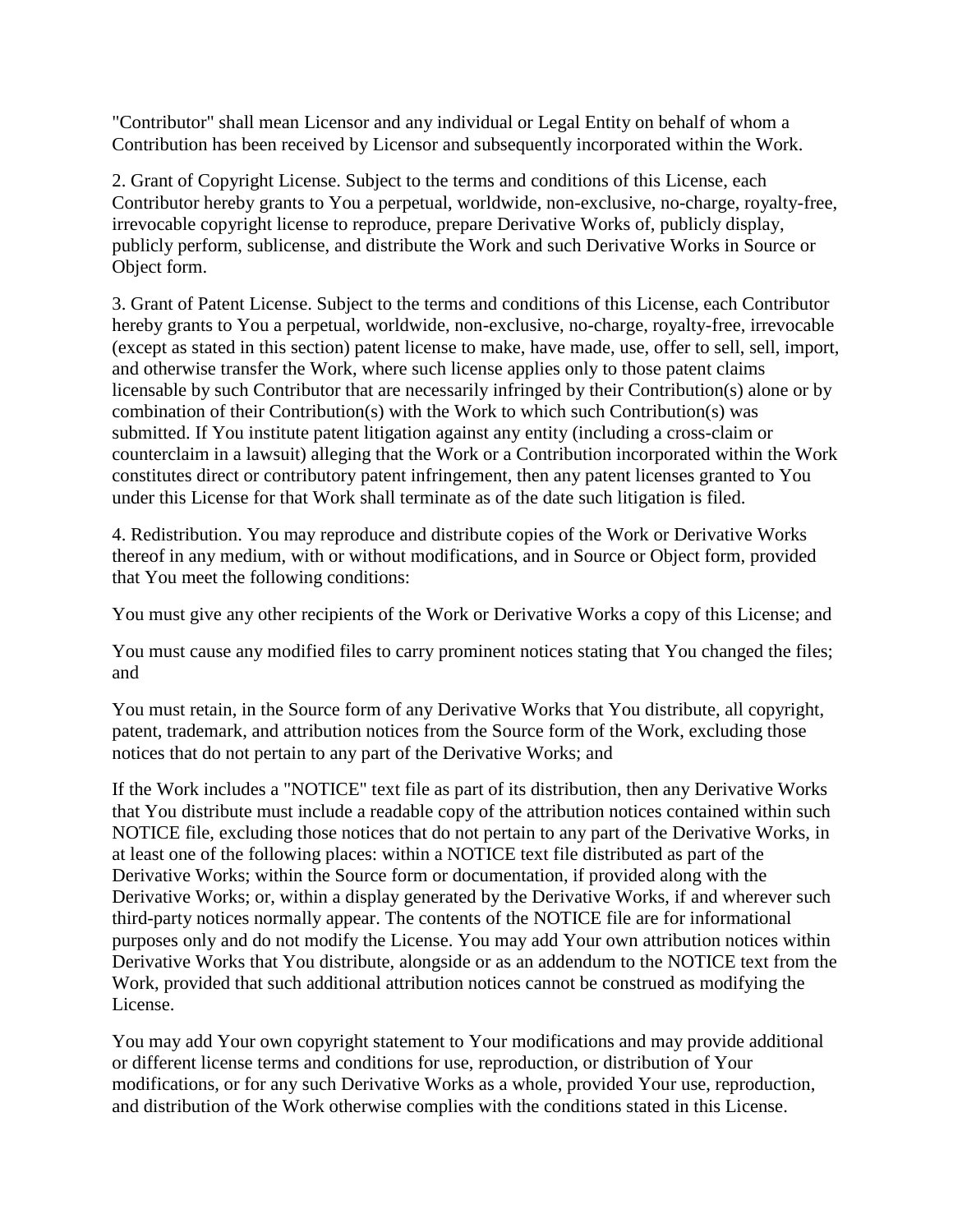"Contributor" shall mean Licensor and any individual or Legal Entity on behalf of whom a Contribution has been received by Licensor and subsequently incorporated within the Work.

2. Grant of Copyright License. Subject to the terms and conditions of this License, each Contributor hereby grants to You a perpetual, worldwide, non-exclusive, no-charge, royalty-free, irrevocable copyright license to reproduce, prepare Derivative Works of, publicly display, publicly perform, sublicense, and distribute the Work and such Derivative Works in Source or Object form.

3. Grant of Patent License. Subject to the terms and conditions of this License, each Contributor hereby grants to You a perpetual, worldwide, non-exclusive, no-charge, royalty-free, irrevocable (except as stated in this section) patent license to make, have made, use, offer to sell, sell, import, and otherwise transfer the Work, where such license applies only to those patent claims licensable by such Contributor that are necessarily infringed by their Contribution(s) alone or by combination of their Contribution(s) with the Work to which such Contribution(s) was submitted. If You institute patent litigation against any entity (including a cross-claim or counterclaim in a lawsuit) alleging that the Work or a Contribution incorporated within the Work constitutes direct or contributory patent infringement, then any patent licenses granted to You under this License for that Work shall terminate as of the date such litigation is filed.

4. Redistribution. You may reproduce and distribute copies of the Work or Derivative Works thereof in any medium, with or without modifications, and in Source or Object form, provided that You meet the following conditions:

You must give any other recipients of the Work or Derivative Works a copy of this License; and

You must cause any modified files to carry prominent notices stating that You changed the files; and

You must retain, in the Source form of any Derivative Works that You distribute, all copyright, patent, trademark, and attribution notices from the Source form of the Work, excluding those notices that do not pertain to any part of the Derivative Works; and

If the Work includes a "NOTICE" text file as part of its distribution, then any Derivative Works that You distribute must include a readable copy of the attribution notices contained within such NOTICE file, excluding those notices that do not pertain to any part of the Derivative Works, in at least one of the following places: within a NOTICE text file distributed as part of the Derivative Works; within the Source form or documentation, if provided along with the Derivative Works; or, within a display generated by the Derivative Works, if and wherever such third-party notices normally appear. The contents of the NOTICE file are for informational purposes only and do not modify the License. You may add Your own attribution notices within Derivative Works that You distribute, alongside or as an addendum to the NOTICE text from the Work, provided that such additional attribution notices cannot be construed as modifying the License.

You may add Your own copyright statement to Your modifications and may provide additional or different license terms and conditions for use, reproduction, or distribution of Your modifications, or for any such Derivative Works as a whole, provided Your use, reproduction, and distribution of the Work otherwise complies with the conditions stated in this License.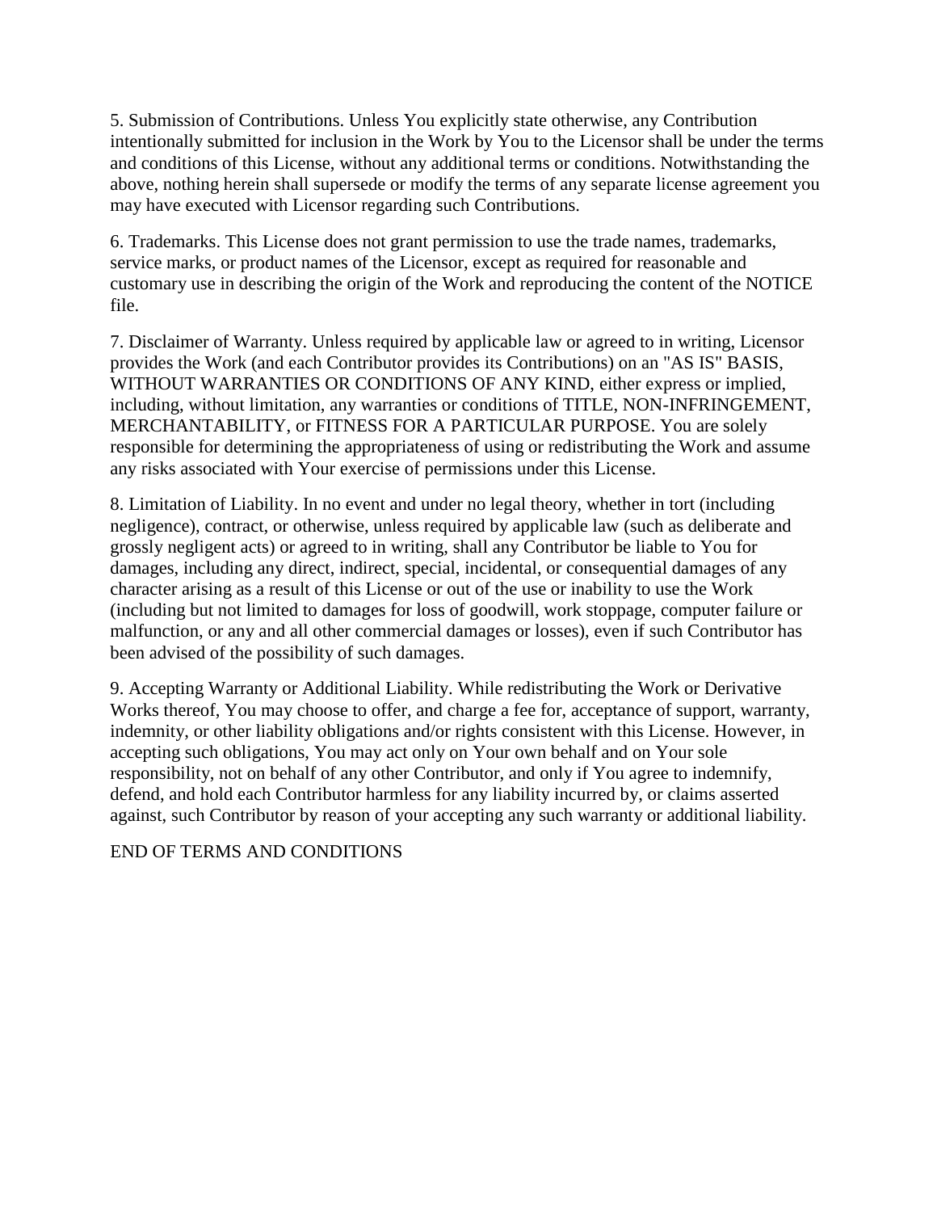5. Submission of Contributions. Unless You explicitly state otherwise, any Contribution intentionally submitted for inclusion in the Work by You to the Licensor shall be under the terms and conditions of this License, without any additional terms or conditions. Notwithstanding the above, nothing herein shall supersede or modify the terms of any separate license agreement you may have executed with Licensor regarding such Contributions.

6. Trademarks. This License does not grant permission to use the trade names, trademarks, service marks, or product names of the Licensor, except as required for reasonable and customary use in describing the origin of the Work and reproducing the content of the NOTICE file.

7. Disclaimer of Warranty. Unless required by applicable law or agreed to in writing, Licensor provides the Work (and each Contributor provides its Contributions) on an "AS IS" BASIS, WITHOUT WARRANTIES OR CONDITIONS OF ANY KIND, either express or implied, including, without limitation, any warranties or conditions of TITLE, NON-INFRINGEMENT, MERCHANTABILITY, or FITNESS FOR A PARTICULAR PURPOSE. You are solely responsible for determining the appropriateness of using or redistributing the Work and assume any risks associated with Your exercise of permissions under this License.

8. Limitation of Liability. In no event and under no legal theory, whether in tort (including negligence), contract, or otherwise, unless required by applicable law (such as deliberate and grossly negligent acts) or agreed to in writing, shall any Contributor be liable to You for damages, including any direct, indirect, special, incidental, or consequential damages of any character arising as a result of this License or out of the use or inability to use the Work (including but not limited to damages for loss of goodwill, work stoppage, computer failure or malfunction, or any and all other commercial damages or losses), even if such Contributor has been advised of the possibility of such damages.

9. Accepting Warranty or Additional Liability. While redistributing the Work or Derivative Works thereof, You may choose to offer, and charge a fee for, acceptance of support, warranty, indemnity, or other liability obligations and/or rights consistent with this License. However, in accepting such obligations, You may act only on Your own behalf and on Your sole responsibility, not on behalf of any other Contributor, and only if You agree to indemnify, defend, and hold each Contributor harmless for any liability incurred by, or claims asserted against, such Contributor by reason of your accepting any such warranty or additional liability.

END OF TERMS AND CONDITIONS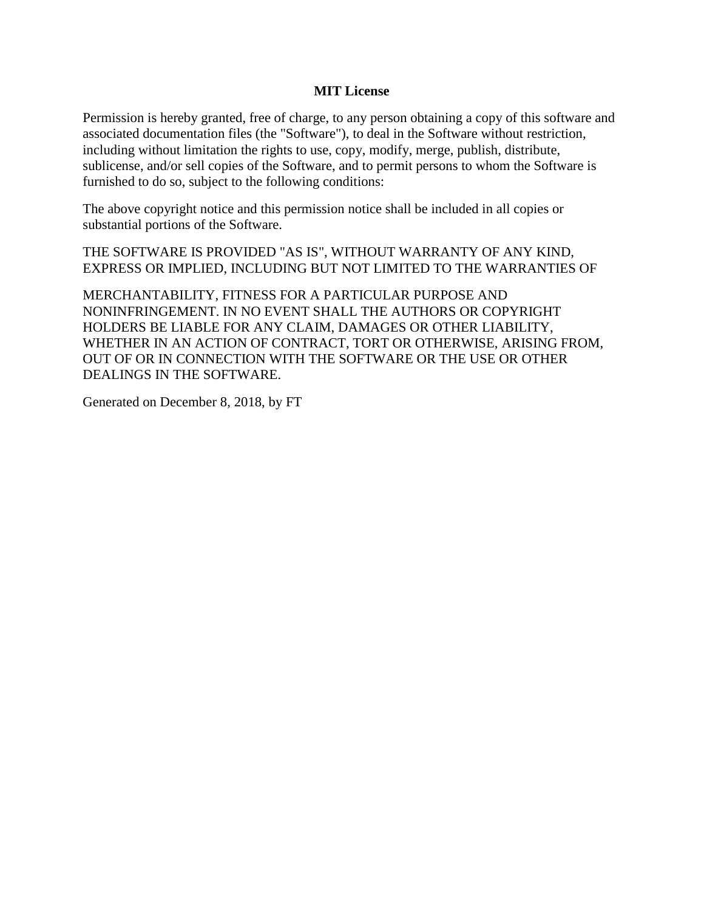**MIT License**

Permission is hereby granted, free of charge, to any person obtaining a copy of this software and associated documentation files (the "Software"), to deal in the Software without restriction, including without limitation the rights to use, copy, modify, merge, publish, distribute, sublicense, and/or sell copies of the Software, and to permit persons to whom the Software is furnished to do so, subject to the following conditions:

The above copyright notice and this permission notice shall be included in all copies or substantial portions of the Software.

THE SOFTWARE IS PROVIDED "AS IS", WITHOUT WARRANTY OF ANY KIND, EXPRESS OR IMPLIED, INCLUDING BUT NOT LIMITED TO THE WARRANTIES OF

MERCHANTABILITY, FITNESS FOR A PARTICULAR PURPOSE AND NONINFRINGEMENT. IN NO EVENT SHALL THE AUTHORS OR COPYRIGHT HOLDERS BE LIABLE FOR ANY CLAIM, DAMAGES OR OTHER LIABILITY, WHETHER IN AN ACTION OF CONTRACT, TORT OR OTHERWISE, ARISING FROM, OUT OF OR IN CONNECTION WITH THE SOFTWARE OR THE USE OR OTHER DEALINGS IN THE SOFTWARE.

Generated on December 8, 2018, by FT